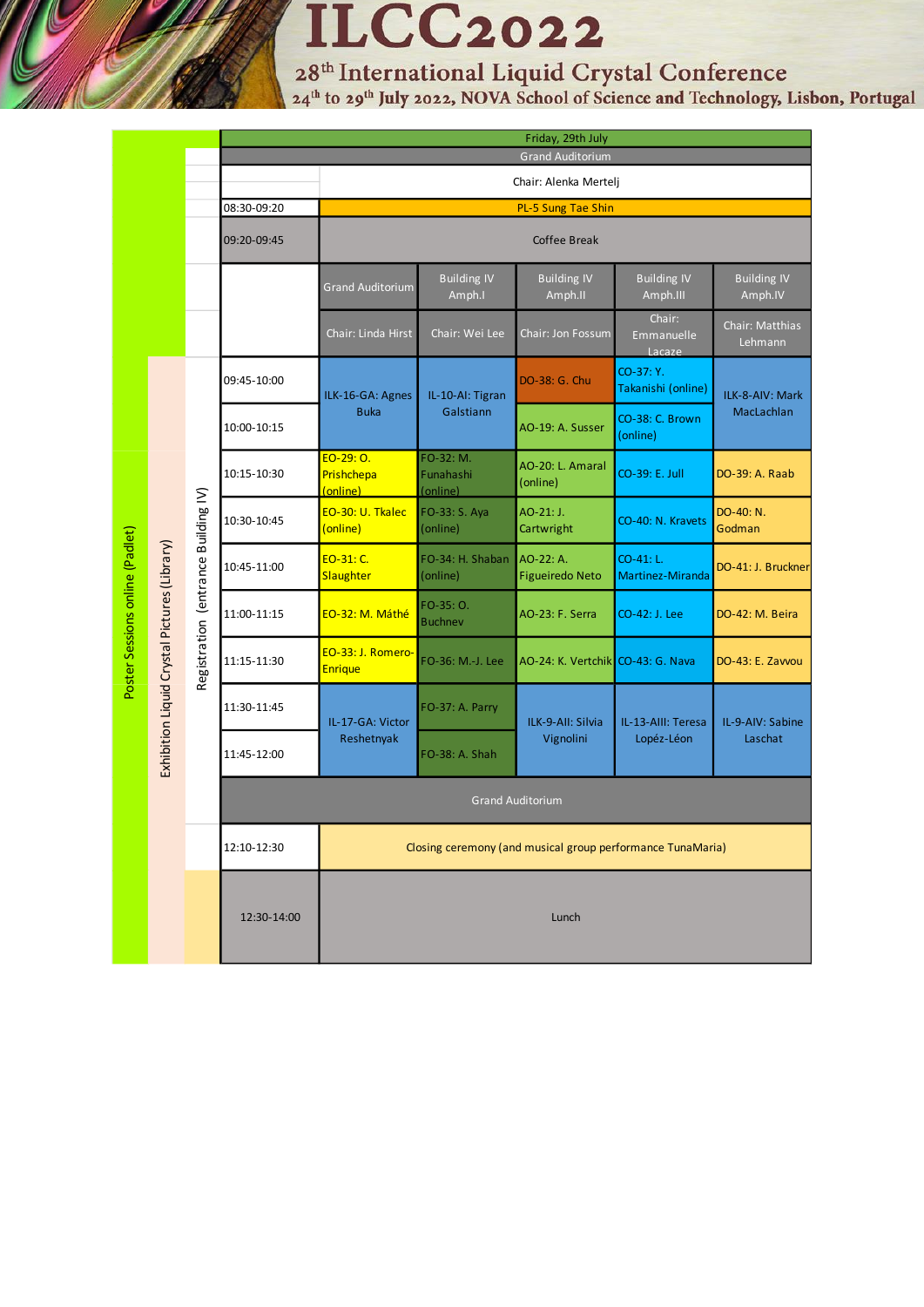# ILCC2022

## 28th International Liquid Crystal Conference

24th to 29th July 2022, NOVA School of Science and Technology, Lisbon, Portugal

Poster Sessions online (Padlet) | Exhibition Liquid Crystal Pictures (Library) | Registration (entrance Building IV)

| Friday, 29th July | | | | | |
|---|---|---|---|---|---|
| **Grand Auditorium** | | | | | |
| | Chair: Alenka Mertelj | | | | |
| 08:30-09:20 | PL-5 Sung Tae Shin | | | | |
| 09:20-09:45 | Coffee Break | | | | |
| | Grand Auditorium | Building IV Amph.I | Building IV Amph.II | Building IV Amph.III | Building IV Amph.IV |
| | Chair: Linda Hirst | Chair: Wei Lee | Chair: Jon Fossum | Chair: Emmanuelle Lacaze | Chair: Matthias Lehmann |
| 09:45-10:00 | ILK-16-GA: Agnes Buka | IL-10-AI: Tigran Galstiann | DO-38: G. Chu | CO-37: Y. Takanishi (online) | ILK-8-AIV: Mark MacLachlan |
| 10:00-10:15 | | | AO-19: A. Susser | CO-38: C. Brown (online) | |
| 10:15-10:30 | EO-29: O. Prishchepa (online) | FO-32: M. Funahashi (online) | AO-20: L. Amaral (online) | CO-39: E. Jull | DO-39: A. Raab |
| 10:30-10:45 | EO-30: U. Tkalec (online) | FO-33: S. Aya (online) | AO-21: J. Cartwright | CO-40: N. Kravets | DO-40: N. Godman |
| 10:45-11:00 | EO-31: C. Slaughter | FO-34: H. Shaban (online) | AO-22: A. Figueiredo Neto | CO-41: L. Martinez-Miranda | DO-41: J. Bruckner |
| 11:00-11:15 | EO-32: M. Máthé | FO-35: O. Buchnev | AO-23: F. Serra | CO-42: J. Lee | DO-42: M. Beira |
| 11:15-11:30 | EO-33: J. Romero-Enrique | FO-36: M.-J. Lee | AO-24: K. Vertchik | CO-43: G. Nava | DO-43: E. Zavvou |
| 11:30-11:45 | IL-17-GA: Victor Reshetnyak | FO-37: A. Parry | ILK-9-AII: Silvia Vignolini | IL-13-AIII: Teresa Lopéz-Léon | IL-9-AIV: Sabine Laschat |
| 11:45-12:00 | | FO-38: A. Shah | | | |
| **Grand Auditorium** | | | | | |
| 12:10-12:30 | Closing ceremony (and musical group performance TunaMaria) | | | | |
| 12:30-14:00 | Lunch | | | | |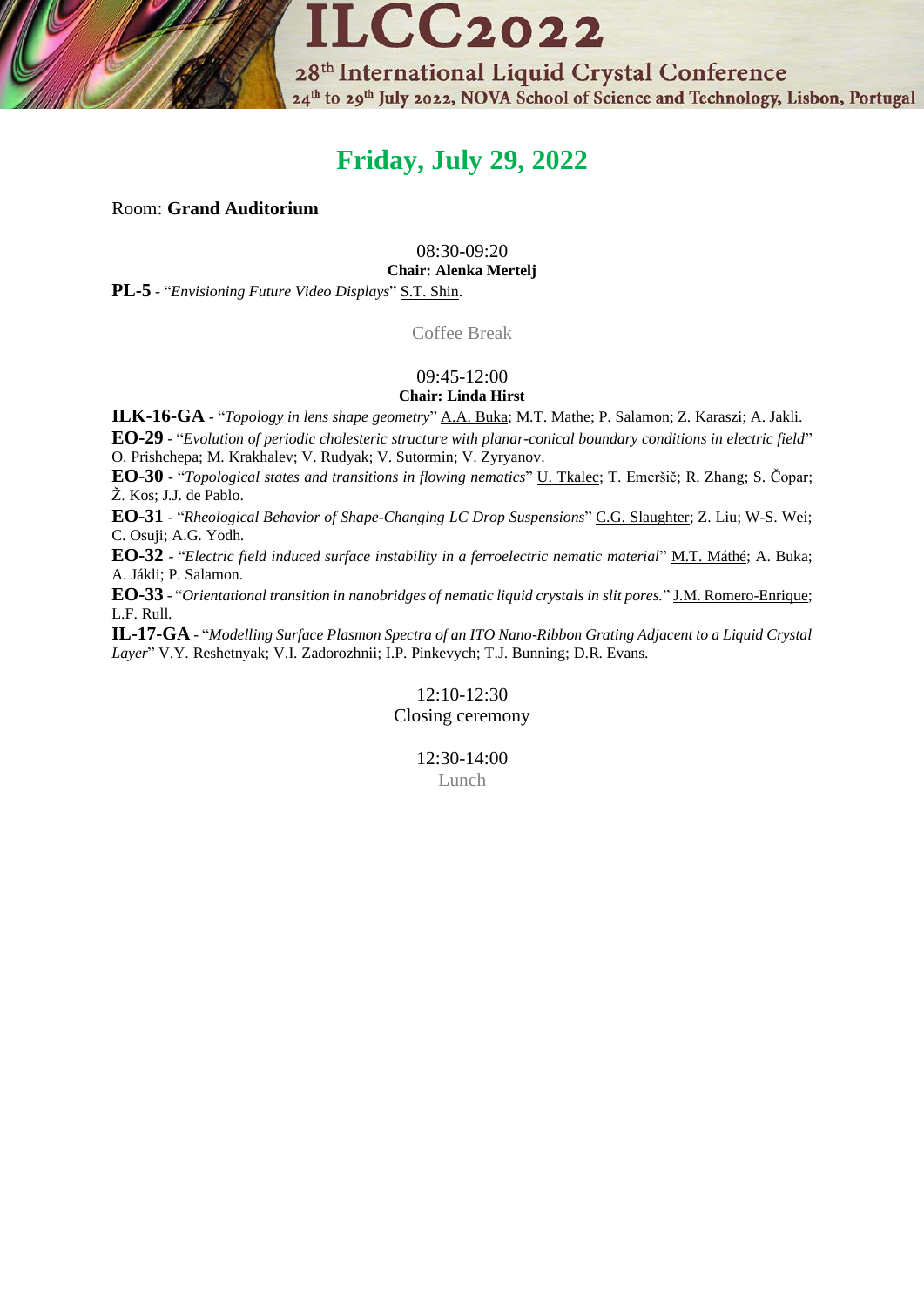# Friday, July 29, 2022

Room: **Grand Auditorium**

08:30-09:20
**Chair: Alenka Mertelj**

**PL-5** - "*Envisioning Future Video Displays*" S.T. Shin.

Coffee Break

09:45-12:00
**Chair: Linda Hirst**

**ILK-16-GA** - "*Topology in lens shape geometry*" A.A. Buka; M.T. Mathe; P. Salamon; Z. Karaszi; A. Jakli.

**EO-29** - "*Evolution of periodic cholesteric structure with planar-conical boundary conditions in electric field*" O. Prishchepa; M. Krakhalev; V. Rudyak; V. Sutormin; V. Zyryanov.

**EO-30** - "*Topological states and transitions in flowing nematics*" U. Tkalec; T. Emeršič; R. Zhang; S. Čopar; Ž. Kos; J.J. de Pablo.

**EO-31** - "*Rheological Behavior of Shape-Changing LC Drop Suspensions*" C.G. Slaughter; Z. Liu; W-S. Wei; C. Osuji; A.G. Yodh.

**EO-32** - "*Electric field induced surface instability in a ferroelectric nematic material*" M.T. Máthé; A. Buka; A. Jákli; P. Salamon.

**EO-33** - "*Orientational transition in nanobridges of nematic liquid crystals in slit pores.*" J.M. Romero-Enrique; L.F. Rull.

**IL-17-GA** - "*Modelling Surface Plasmon Spectra of an ITO Nano-Ribbon Grating Adjacent to a Liquid Crystal Layer*" V.Y. Reshetnyak; V.I. Zadorozhnii; I.P. Pinkevych; T.J. Bunning; D.R. Evans.

12:10-12:30
Closing ceremony

12:30-14:00
Lunch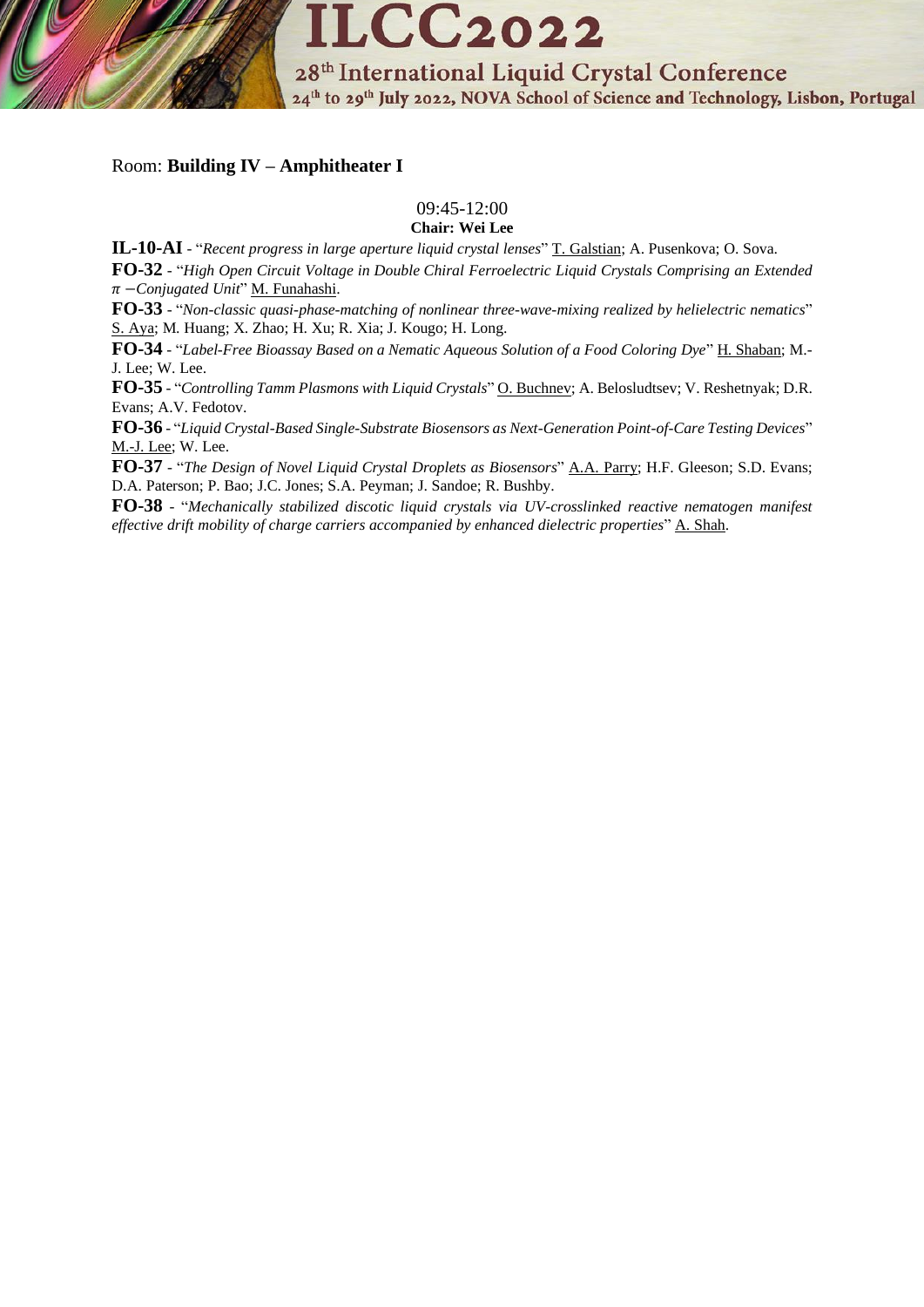Room: **Building IV – Amphitheater I**

09:45-12:00

**Chair: Wei Lee**

**IL-10-AI** - "*Recent progress in large aperture liquid crystal lenses*" T. Galstian; A. Pusenkova; O. Sova.

**FO-32** - "*High Open Circuit Voltage in Double Chiral Ferroelectric Liquid Crystals Comprising an Extended $\pi$ −Conjugated Unit*" M. Funahashi.

**FO-33** - "*Non-classic quasi-phase-matching of nonlinear three-wave-mixing realized by helielectric nematics*" S. Aya; M. Huang; X. Zhao; H. Xu; R. Xia; J. Kougo; H. Long.

**FO-34** - "*Label-Free Bioassay Based on a Nematic Aqueous Solution of a Food Coloring Dye*" H. Shaban; M.-J. Lee; W. Lee.

**FO-35** - "*Controlling Tamm Plasmons with Liquid Crystals*" O. Buchnev; A. Belosludtsev; V. Reshetnyak; D.R. Evans; A.V. Fedotov.

**FO-36** - "*Liquid Crystal-Based Single-Substrate Biosensors as Next-Generation Point-of-Care Testing Devices*" M.-J. Lee; W. Lee.

**FO-37** - "*The Design of Novel Liquid Crystal Droplets as Biosensors*" A.A. Parry; H.F. Gleeson; S.D. Evans; D.A. Paterson; P. Bao; J.C. Jones; S.A. Peyman; J. Sandoe; R. Bushby.

**FO-38** - "*Mechanically stabilized discotic liquid crystals via UV-crosslinked reactive nematogen manifest effective drift mobility of charge carriers accompanied by enhanced dielectric properties*" A. Shah.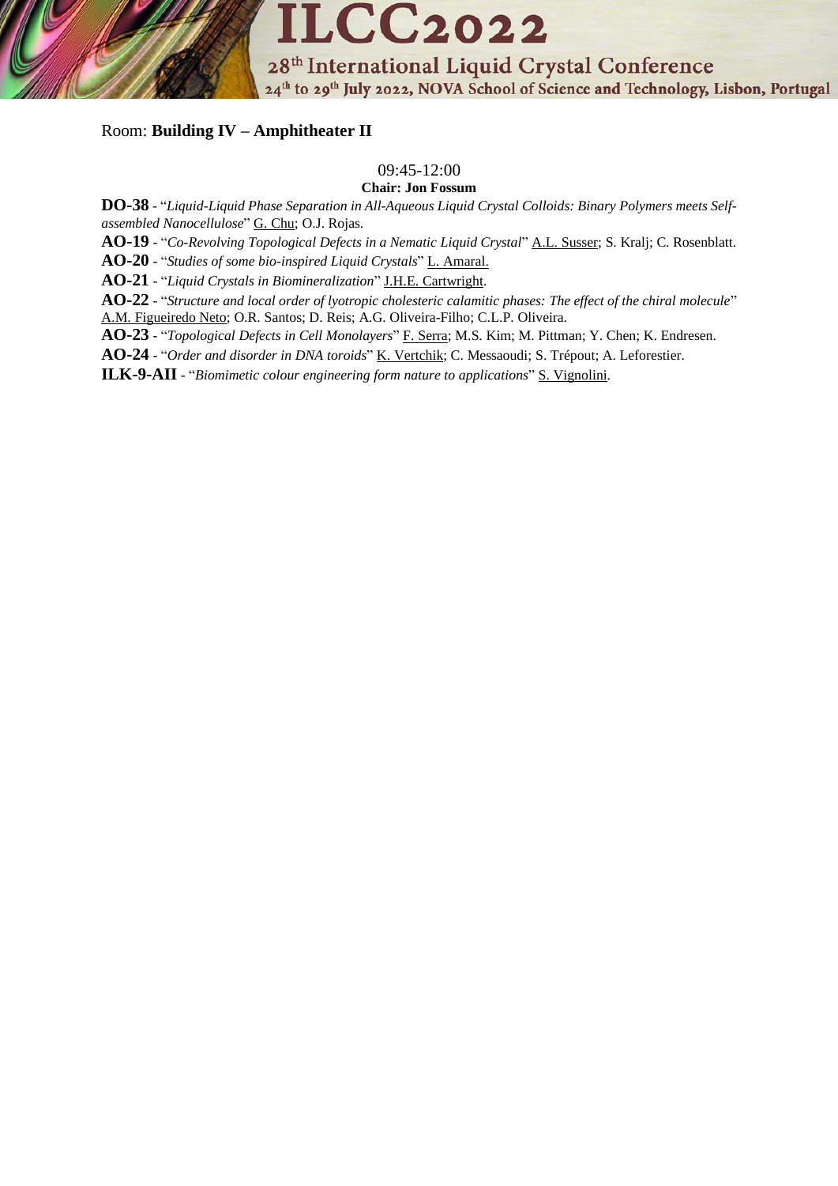Room: **Building IV – Amphitheater II**

09:45-12:00

**Chair: Jon Fossum**

**DO-38** - "*Liquid-Liquid Phase Separation in All-Aqueous Liquid Crystal Colloids: Binary Polymers meets Self-assembled Nanocellulose*" G. Chu; O.J. Rojas.

**AO-19** - "*Co-Revolving Topological Defects in a Nematic Liquid Crystal*" A.L. Susser; S. Kralj; C. Rosenblatt.

**AO-20** - "*Studies of some bio-inspired Liquid Crystals*" L. Amaral.

**AO-21** - "*Liquid Crystals in Biomineralization*" J.H.E. Cartwright.

**AO-22** - "*Structure and local order of lyotropic cholesteric calamitic phases: The effect of the chiral molecule*" A.M. Figueiredo Neto; O.R. Santos; D. Reis; A.G. Oliveira-Filho; C.L.P. Oliveira.

**AO-23** - "*Topological Defects in Cell Monolayers*" F. Serra; M.S. Kim; M. Pittman; Y. Chen; K. Endresen.

**AO-24** - "*Order and disorder in DNA toroids*" K. Vertchik; C. Messaoudi; S. Trépout; A. Leforestier.

**ILK-9-AII** - "*Biomimetic colour engineering form nature to applications*" S. Vignolini.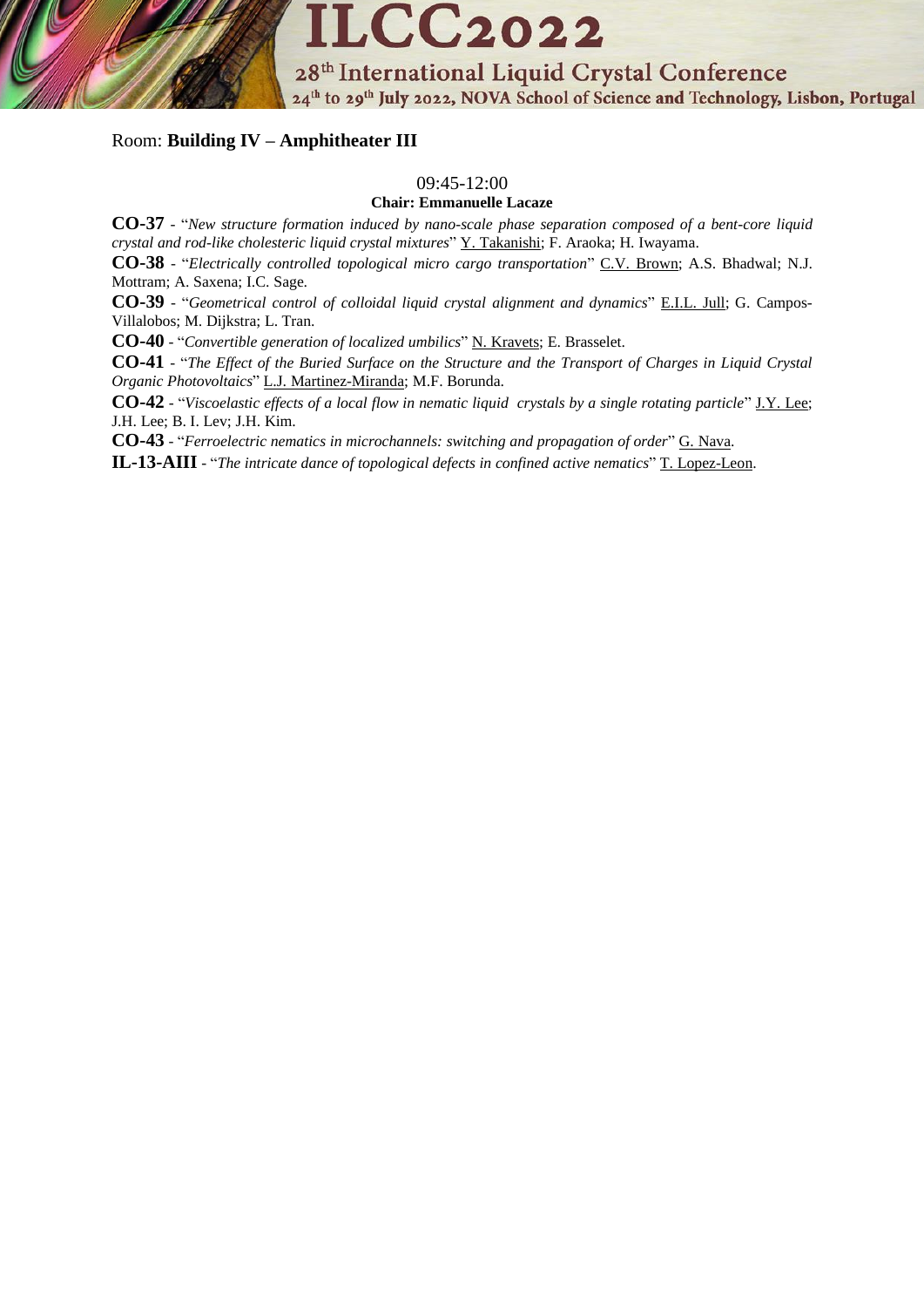Room: **Building IV – Amphitheater III**

09:45-12:00

**Chair: Emmanuelle Lacaze**

**CO-37** - "*New structure formation induced by nano-scale phase separation composed of a bent-core liquid crystal and rod-like cholesteric liquid crystal mixtures*" Y. Takanishi; F. Araoka; H. Iwayama.

**CO-38** - "*Electrically controlled topological micro cargo transportation*" C.V. Brown; A.S. Bhadwal; N.J. Mottram; A. Saxena; I.C. Sage.

**CO-39** - "*Geometrical control of colloidal liquid crystal alignment and dynamics*" E.I.L. Jull; G. Campos-Villalobos; M. Dijkstra; L. Tran.

**CO-40** - "*Convertible generation of localized umbilics*" N. Kravets; E. Brasselet.

**CO-41** - "*The Effect of the Buried Surface on the Structure and the Transport of Charges in Liquid Crystal Organic Photovoltaics*" L.J. Martinez-Miranda; M.F. Borunda.

**CO-42** - "*Viscoelastic effects of a local flow in nematic liquid crystals by a single rotating particle*" J.Y. Lee; J.H. Lee; B. I. Lev; J.H. Kim.

**CO-43** - "*Ferroelectric nematics in microchannels: switching and propagation of order*" G. Nava.

**IL-13-AIII** - "*The intricate dance of topological defects in confined active nematics*" T. Lopez-Leon.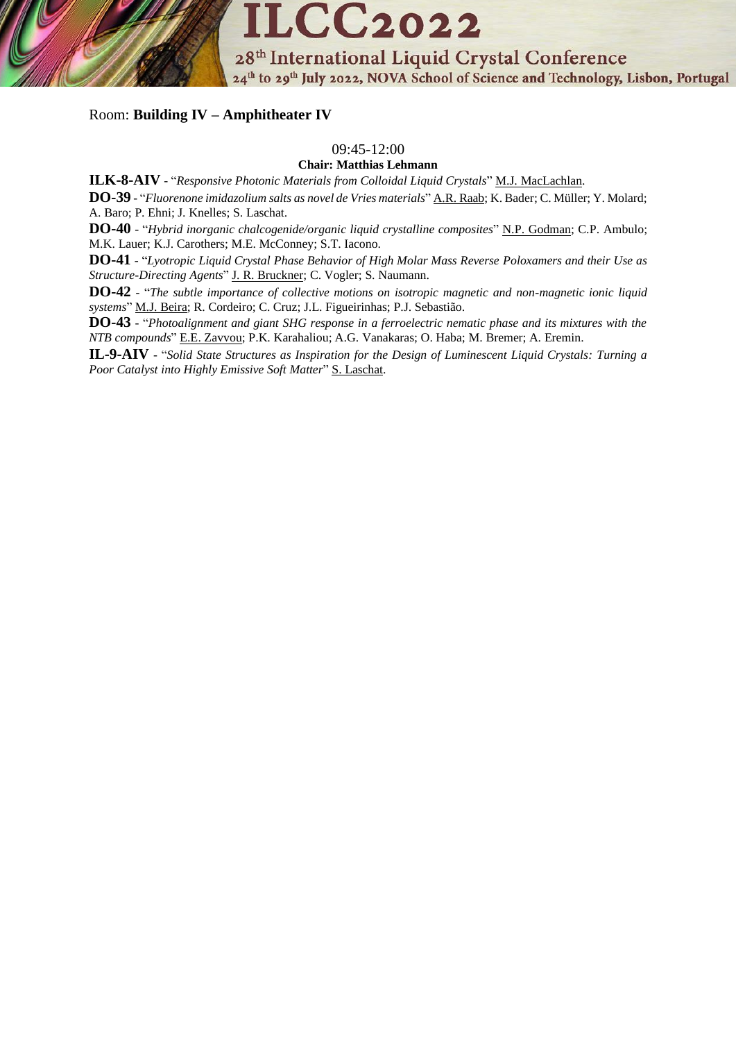Room: **Building IV – Amphitheater IV**

09:45-12:00

**Chair: Matthias Lehmann**

**ILK-8-AIV** - "*Responsive Photonic Materials from Colloidal Liquid Crystals*" M.J. MacLachlan.

**DO-39** - "*Fluorenone imidazolium salts as novel de Vries materials*" A.R. Raab; K. Bader; C. Müller; Y. Molard; A. Baro; P. Ehni; J. Knelles; S. Laschat.

**DO-40** - "*Hybrid inorganic chalcogenide/organic liquid crystalline composites*" N.P. Godman; C.P. Ambulo; M.K. Lauer; K.J. Carothers; M.E. McConney; S.T. Iacono.

**DO-41** - "*Lyotropic Liquid Crystal Phase Behavior of High Molar Mass Reverse Poloxamers and their Use as Structure-Directing Agents*" J. R. Bruckner; C. Vogler; S. Naumann.

**DO-42** - "*The subtle importance of collective motions on isotropic magnetic and non-magnetic ionic liquid systems*" M.J. Beira; R. Cordeiro; C. Cruz; J.L. Figueirinhas; P.J. Sebastião.

**DO-43** - "*Photoalignment and giant SHG response in a ferroelectric nematic phase and its mixtures with the NTB compounds*" E.E. Zavvou; P.K. Karahaliou; A.G. Vanakaras; O. Haba; M. Bremer; A. Eremin.

**IL-9-AIV** - "*Solid State Structures as Inspiration for the Design of Luminescent Liquid Crystals: Turning a Poor Catalyst into Highly Emissive Soft Matter*" S. Laschat.